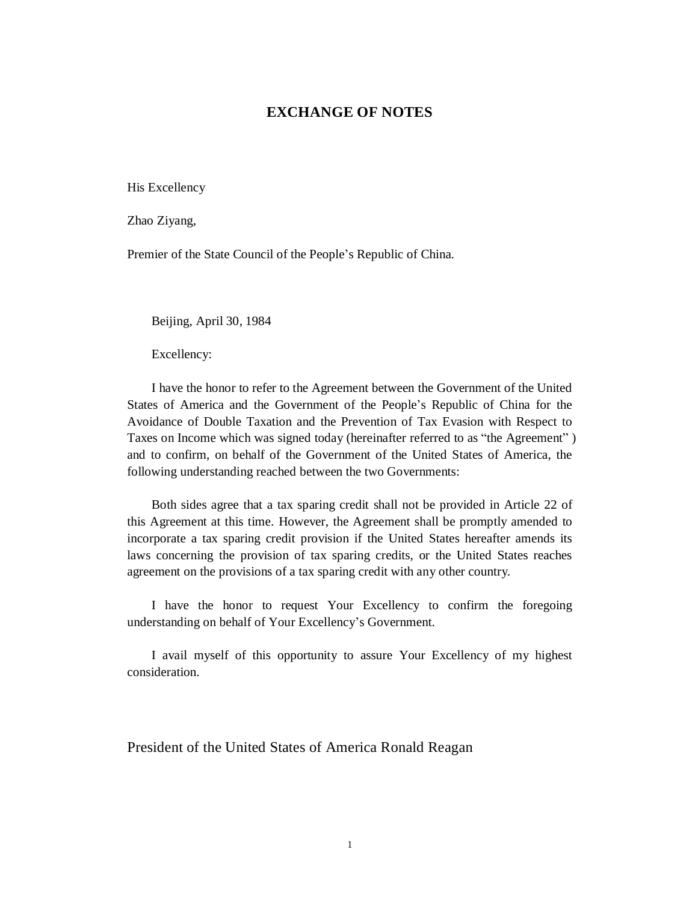# EXCHANGE OF NOTES

His Excellency

Zhao Ziyang,

Premier of the State Council of the People's Republic of China.

Beijing, April 30, 1984

Excellency:

I have the honor to refer to the Agreement between the Government of the United States of America and the Government of the People's Republic of China for the Avoidance of Double Taxation and the Prevention of Tax Evasion with Respect to Taxes on Income which was signed today (hereinafter referred to as "the Agreement" ) and to confirm, on behalf of the Government of the United States of America, the following understanding reached between the two Governments:

Both sides agree that a tax sparing credit shall not be provided in Article 22 of this Agreement at this time. However, the Agreement shall be promptly amended to incorporate a tax sparing credit provision if the United States hereafter amends its laws concerning the provision of tax sparing credits, or the United States reaches agreement on the provisions of a tax sparing credit with any other country.

I have the honor to request Your Excellency to confirm the foregoing understanding on behalf of Your Excellency's Government.

I avail myself of this opportunity to assure Your Excellency of my highest consideration.

President of the United States of America Ronald Reagan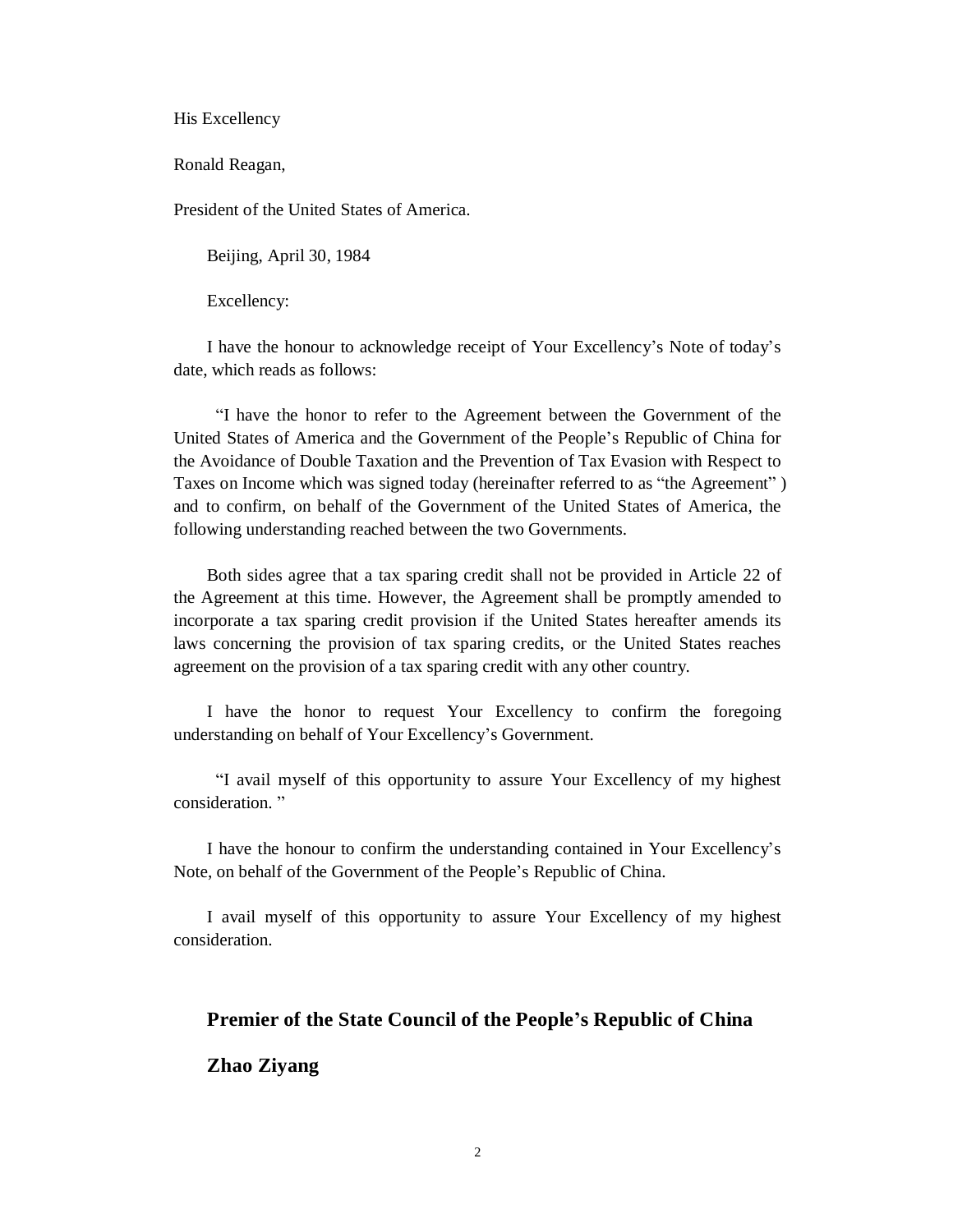His Excellency

Ronald Reagan,

President of the United States of America.

Beijing, April 30, 1984

Excellency:

I have the honour to acknowledge receipt of Your Excellency's Note of today's date, which reads as follows:

"I have the honor to refer to the Agreement between the Government of the United States of America and the Government of the People's Republic of China for the Avoidance of Double Taxation and the Prevention of Tax Evasion with Respect to Taxes on Income which was signed today (hereinafter referred to as "the Agreement" ) and to confirm, on behalf of the Government of the United States of America, the following understanding reached between the two Governments.

Both sides agree that a tax sparing credit shall not be provided in Article 22 of the Agreement at this time. However, the Agreement shall be promptly amended to incorporate a tax sparing credit provision if the United States hereafter amends its laws concerning the provision of tax sparing credits, or the United States reaches agreement on the provision of a tax sparing credit with any other country.

I have the honor to request Your Excellency to confirm the foregoing understanding on behalf of Your Excellency's Government.

"I avail myself of this opportunity to assure Your Excellency of my highest consideration. "

I have the honour to confirm the understanding contained in Your Excellency's Note, on behalf of the Government of the People's Republic of China.

I avail myself of this opportunity to assure Your Excellency of my highest consideration.

**Premier of the State Council of the People's Republic of China**

**Zhao Ziyang**